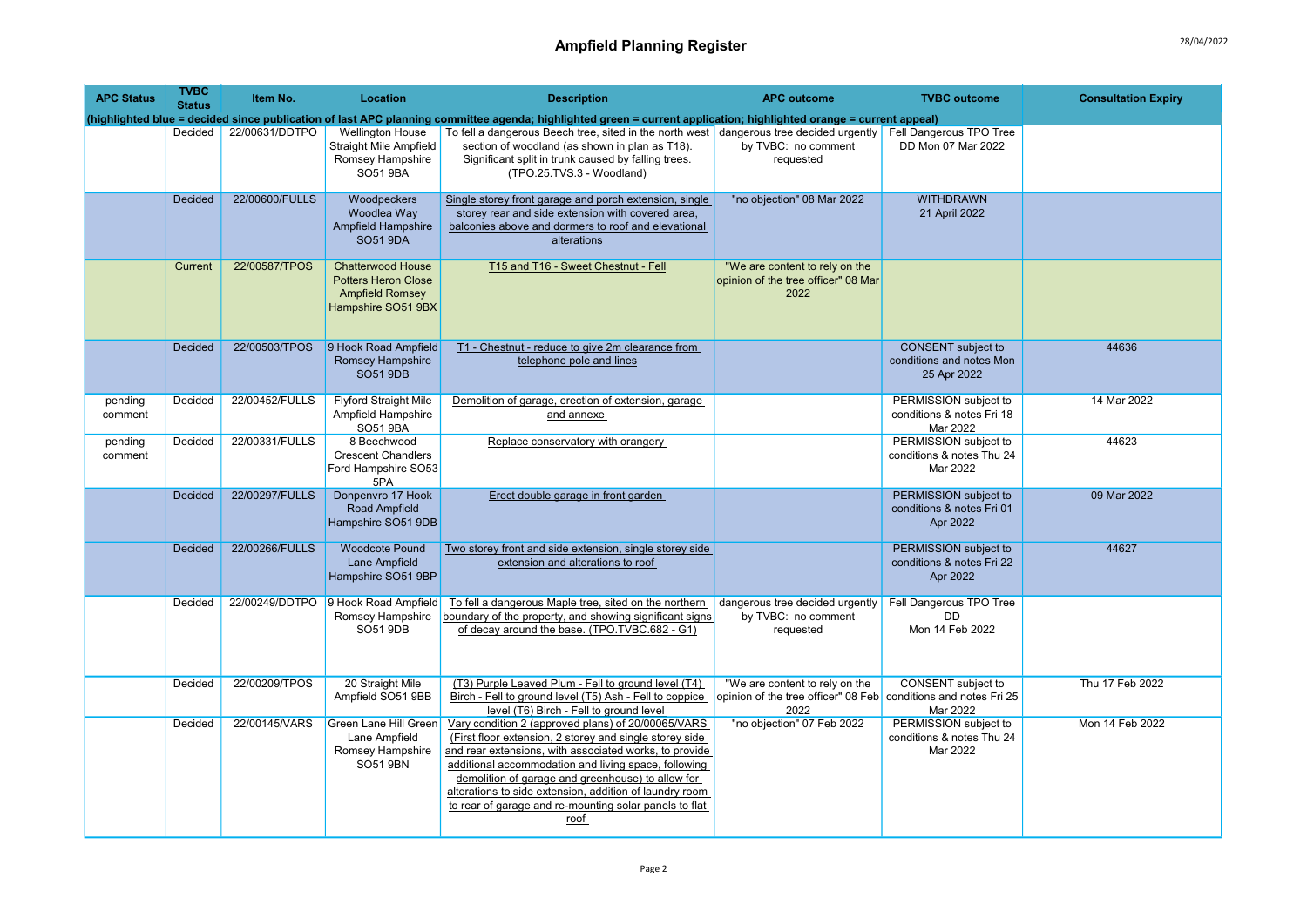# Ampfield Planning Register

28/04/2022

| APC Status | TVBC Status | Item No. | Location | Description | APC outcome | TVBC outcome | Consultation Expiry |
|---|---|---|---|---|---|---|---|
| (highlighted blue = decided since publication of last APC planning committee agenda; highlighted green = current application; highlighted orange = current appeal) | | | | | | | |
| | Decided | 22/00631/DDTPO | Wellington House Straight Mile Ampfield Romsey Hampshire SO51 9BA | To fell a dangerous Beech tree, sited in the north west section of woodland (as shown in plan as T18). Significant split in trunk caused by falling trees. (TPO.25.TVS.3 - Woodland) | dangerous tree decided urgently by TVBC: no comment requested | Fell Dangerous TPO Tree DD Mon 07 Mar 2022 | |
| | Decided | 22/00600/FULLS | Woodpeckers Woodlea Way Ampfield Hampshire SO51 9DA | Single storey front garage and porch extension, single storey rear and side extension with covered area, balconies above and dormers to roof and elevational alterations | "no objection" 08 Mar 2022 | WITHDRAWN 21 April 2022 | |
| | Current | 22/00587/TPOS | Chatterwood House Potters Heron Close Ampfield Romsey Hampshire SO51 9BX | T15 and T16 - Sweet Chestnut - Fell | "We are content to rely on the opinion of the tree officer" 08 Mar 2022 | | |
| | Decided | 22/00503/TPOS | 9 Hook Road Ampfield Romsey Hampshire SO51 9DB | T1 - Chestnut - reduce to give 2m clearance from telephone pole and lines | | CONSENT subject to conditions and notes Mon 25 Apr 2022 | 44636 |
| pending comment | Decided | 22/00452/FULLS | Flyford Straight Mile Ampfield Hampshire SO51 9BA | Demolition of garage, erection of extension, garage and annexe | | PERMISSION subject to conditions & notes Fri 18 Mar 2022 | 14 Mar 2022 |
| pending comment | Decided | 22/00331/FULLS | 8 Beechwood Crescent Chandlers Ford Hampshire SO53 5PA | Replace conservatory with orangery | | PERMISSION subject to conditions & notes Thu 24 Mar 2022 | 44623 |
| | Decided | 22/00297/FULLS | Donpenvro 17 Hook Road Ampfield Hampshire SO51 9DB | Erect double garage in front garden | | PERMISSION subject to conditions & notes Fri 01 Apr 2022 | 09 Mar 2022 |
| | Decided | 22/00266/FULLS | Woodcote Pound Lane Ampfield Hampshire SO51 9BP | Two storey front and side extension, single storey side extension and alterations to roof | | PERMISSION subject to conditions & notes Fri 22 Apr 2022 | 44627 |
| | Decided | 22/00249/DDTPO | 9 Hook Road Ampfield Romsey Hampshire SO51 9DB | To fell a dangerous Maple tree, sited on the northern boundary of the property, and showing significant signs of decay around the base. (TPO.TVBC.682 - G1) | dangerous tree decided urgently by TVBC: no comment requested | Fell Dangerous TPO Tree DD Mon 14 Feb 2022 | |
| | Decided | 22/00209/TPOS | 20 Straight Mile Ampfield SO51 9BB | (T3) Purple Leaved Plum - Fell to ground level (T4) Birch - Fell to ground level (T5) Ash - Fell to coppice level (T6) Birch - Fell to ground level | "We are content to rely on the opinion of the tree officer" 08 Feb 2022 | CONSENT subject to conditions and notes Fri 25 Mar 2022 | Thu 17 Feb 2022 |
| | Decided | 22/00145/VARS | Green Lane Hill Green Lane Ampfield Romsey Hampshire SO51 9BN | Vary condition 2 (approved plans) of 20/00065/VARS (First floor extension, 2 storey and single storey side and rear extensions, with associated works, to provide additional accommodation and living space, following demolition of garage and greenhouse) to allow for alterations to side extension, addition of laundry room to rear of garage and re-mounting solar panels to flat roof | "no objection" 07 Feb 2022 | PERMISSION subject to conditions & notes Thu 24 Mar 2022 | Mon 14 Feb 2022 |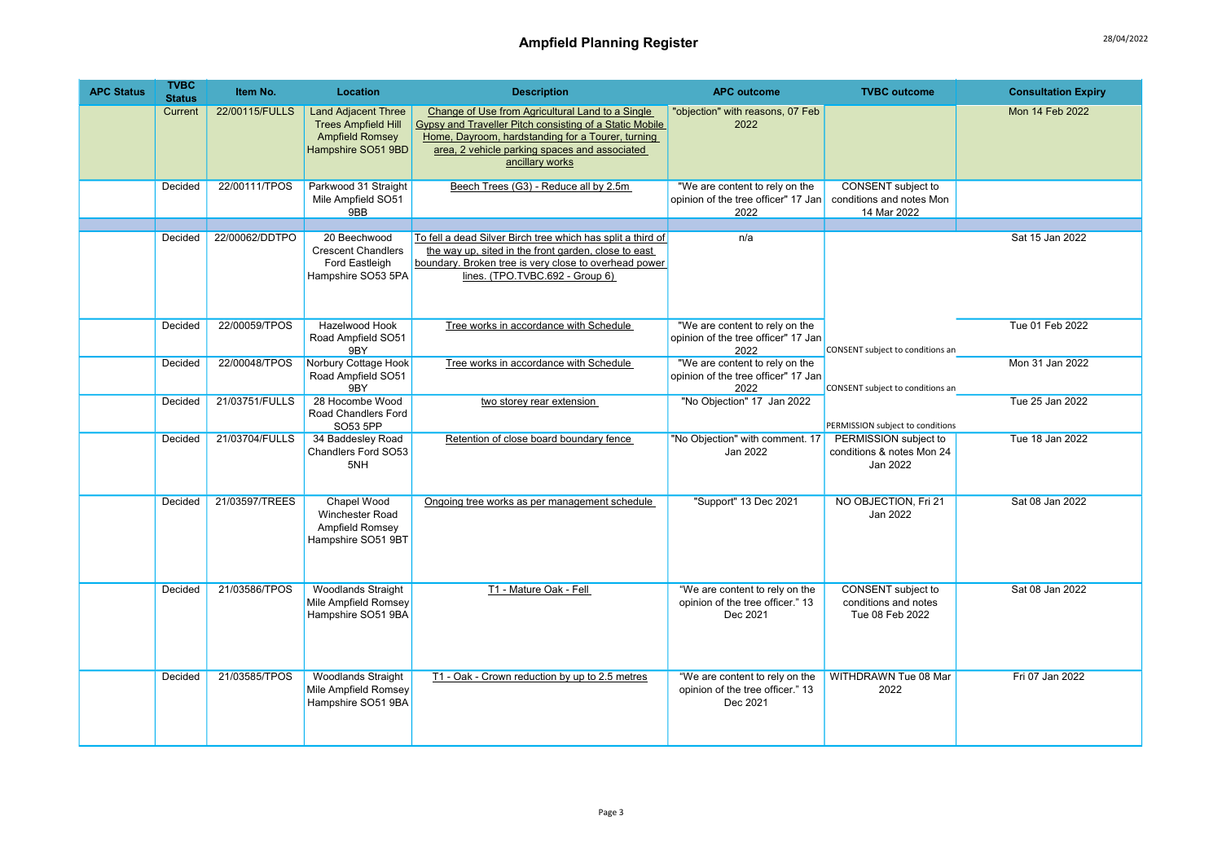# Ampfield Planning Register

| APC Status | TVBC Status | Item No. | Location | Description | APC outcome | TVBC outcome | Consultation Expiry |
|---|---|---|---|---|---|---|---|
| | Current | 22/00115/FULLS | Land Adjacent Three Trees Ampfield Hill Ampfield Romsey Hampshire SO51 9BD | Change of Use from Agricultural Land to a Single Gypsy and Traveller Pitch consisting of a Static Mobile Home, Dayroom, hardstanding for a Tourer, turning area, 2 vehicle parking spaces and associated ancillary works | "objection" with reasons, 07 Feb 2022 | | Mon 14 Feb 2022 |
| | Decided | 22/00111/TPOS | Parkwood 31 Straight Mile Ampfield SO51 9BB | Beech Trees (G3) - Reduce all by 2.5m | "We are content to rely on the opinion of the tree officer" 17 Jan 2022 | CONSENT subject to conditions and notes Mon 14 Mar 2022 | |
| | | | | | | | |
| | Decided | 22/00062/DDTPO | 20 Beechwood Crescent Chandlers Ford Eastleigh Hampshire SO53 5PA | To fell a dead Silver Birch tree which has split a third of the way up, sited in the front garden, close to east boundary. Broken tree is very close to overhead power lines. (TPO.TVBC.692 - Group 6) | n/a | | Sat 15 Jan 2022 |
| | Decided | 22/00059/TPOS | Hazelwood Hook Road Ampfield SO51 9BY | Tree works in accordance with Schedule | "We are content to rely on the opinion of the tree officer" 17 Jan 2022 | CONSENT subject to conditions an | Tue 01 Feb 2022 |
| | Decided | 22/00048/TPOS | Norbury Cottage Hook Road Ampfield SO51 9BY | Tree works in accordance with Schedule | "We are content to rely on the opinion of the tree officer" 17 Jan 2022 | CONSENT subject to conditions an | Mon 31 Jan 2022 |
| | Decided | 21/03751/FULLS | 28 Hocombe Wood Road Chandlers Ford SO53 5PP | two storey rear extension | "No Objection" 17 Jan 2022 | PERMISSION subject to conditions | Tue 25 Jan 2022 |
| | Decided | 21/03704/FULLS | 34 Baddesley Road Chandlers Ford SO53 5NH | Retention of close board boundary fence | "No Objection" with comment. 17 Jan 2022 | PERMISSION subject to conditions & notes Mon 24 Jan 2022 | Tue 18 Jan 2022 |
| | Decided | 21/03597/TREES | Chapel Wood Winchester Road Ampfield Romsey Hampshire SO51 9BT | Ongoing tree works as per management schedule | "Support" 13 Dec 2021 | NO OBJECTION, Fri 21 Jan 2022 | Sat 08 Jan 2022 |
| | Decided | 21/03586/TPOS | Woodlands Straight Mile Ampfield Romsey Hampshire SO51 9BA | T1 - Mature Oak - Fell | "We are content to rely on the opinion of the tree officer." 13 Dec 2021 | CONSENT subject to conditions and notes Tue 08 Feb 2022 | Sat 08 Jan 2022 |
| | Decided | 21/03585/TPOS | Woodlands Straight Mile Ampfield Romsey Hampshire SO51 9BA | T1 - Oak - Crown reduction by up to 2.5 metres | "We are content to rely on the opinion of the tree officer." 13 Dec 2021 | WITHDRAWN Tue 08 Mar 2022 | Fri 07 Jan 2022 |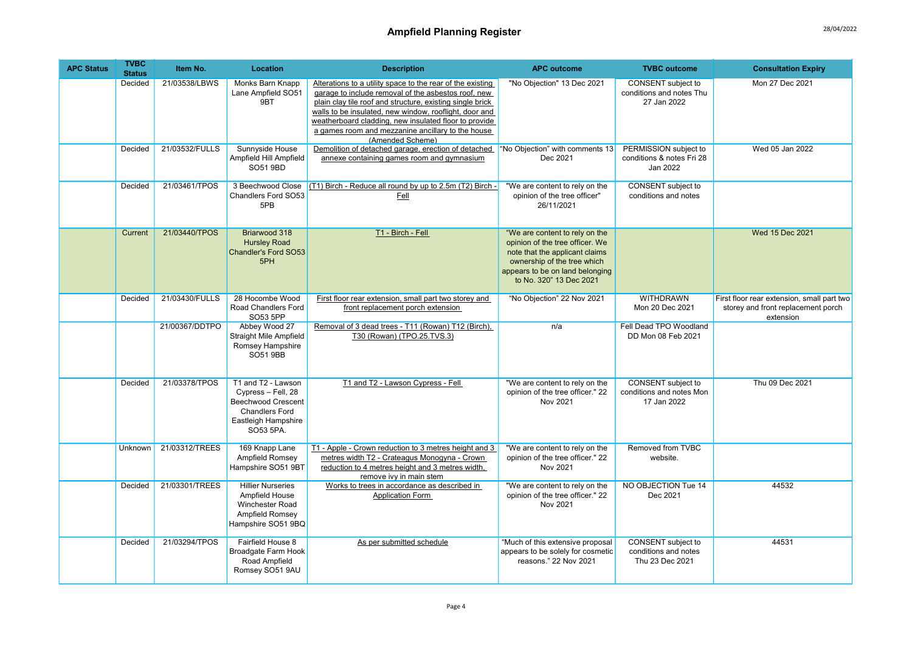# Ampfield Planning Register

28/04/2022

| APC Status | TVBC Status | Item No. | Location | Description | APC outcome | TVBC outcome | Consultation Expiry |
|---|---|---|---|---|---|---|---|
| | Decided | 21/03538/LBWS | Monks Barn Knapp Lane Ampfield SO51 9BT | Alterations to a utility space to the rear of the existing garage to include removal of the asbestos roof, new plain clay tile roof and structure, existing single brick walls to be insulated, new window, rooflight, door and weatherboard cladding, new insulated floor to provide a games room and mezzanine ancillary to the house (Amended Scheme) | "No Objection" 13 Dec 2021 | CONSENT subject to conditions and notes Thu 27 Jan 2022 | Mon 27 Dec 2021 |
| | Decided | 21/03532/FULLS | Sunnyside House Ampfield Hill Ampfield SO51 9BD | Demolition of detached garage, erection of detached annexe containing games room and gymnasium | "No Objection" with comments 13 Dec 2021 | PERMISSION subject to conditions & notes Fri 28 Jan 2022 | Wed 05 Jan 2022 |
| | Decided | 21/03461/TPOS | 3 Beechwood Close Chandlers Ford SO53 5PB | (T1) Birch - Reduce all round by up to 2.5m (T2) Birch - Fell | "We are content to rely on the opinion of the tree officer" 26/11/2021 | CONSENT subject to conditions and notes | |
| | Current | 21/03440/TPOS | Briarwood 318 Hursley Road Chandler's Ford SO53 5PH | T1 - Birch - Fell | "We are content to rely on the opinion of the tree officer. We note that the applicant claims ownership of the tree which appears to be on land belonging to No. 320" 13 Dec 2021 | | Wed 15 Dec 2021 |
| | Decided | 21/03430/FULLS | 28 Hocombe Wood Road Chandlers Ford SO53 5PP | First floor rear extension, small part two storey and front replacement porch extension | "No Objection" 22 Nov 2021 | WITHDRAWN Mon 20 Dec 2021 | First floor rear extension, small part two storey and front replacement porch extension |
| | | 21/00367/DDTPO | Abbey Wood 27 Straight Mile Ampfield Romsey Hampshire SO51 9BB | Removal of 3 dead trees - T11 (Rowan) T12 (Birch), T30 (Rowan) (TPO.25.TVS.3) | n/a | Fell Dead TPO Woodland DD Mon 08 Feb 2021 | |
| | Decided | 21/03378/TPOS | T1 and T2 - Lawson Cypress – Fell, 28 Beechwood Crescent Chandlers Ford Eastleigh Hampshire SO53 5PA. | T1 and T2 - Lawson Cypress - Fell | "We are content to rely on the opinion of the tree officer." 22 Nov 2021 | CONSENT subject to conditions and notes Mon 17 Jan 2022 | Thu 09 Dec 2021 |
| | Unknown | 21/03312/TREES | 169 Knapp Lane Ampfield Romsey Hampshire SO51 9BT | T1 - Apple - Crown reduction to 3 metres height and 3 metres width T2 - Crateagus Monogyna - Crown reduction to 4 metres height and 3 metres width, remove ivy in main stem | "We are content to rely on the opinion of the tree officer." 22 Nov 2021 | Removed from TVBC website. | |
| | Decided | 21/03301/TREES | Hillier Nurseries Ampfield House Winchester Road Ampfield Romsey Hampshire SO51 9BQ | Works to trees in accordance as described in Application Form | "We are content to rely on the opinion of the tree officer." 22 Nov 2021 | NO OBJECTION Tue 14 Dec 2021 | 44532 |
| | Decided | 21/03294/TPOS | Fairfield House 8 Broadgate Farm Hook Road Ampfield Romsey SO51 9AU | As per submitted schedule | "Much of this extensive proposal appears to be solely for cosmetic reasons." 22 Nov 2021 | CONSENT subject to conditions and notes Thu 23 Dec 2021 | 44531 |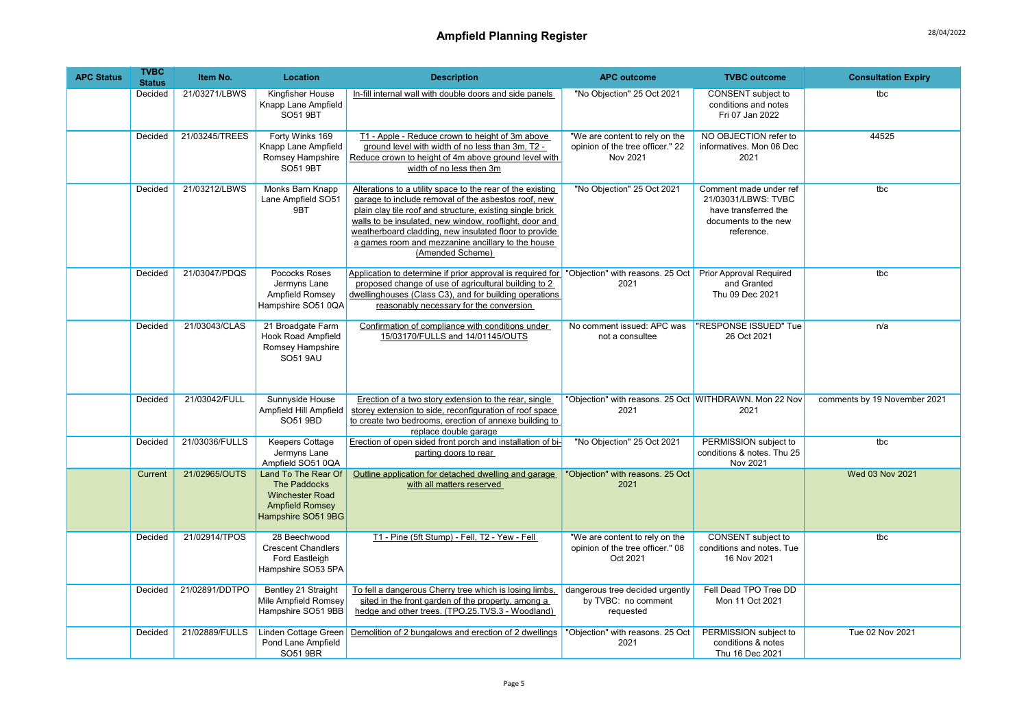# Ampfield Planning Register

28/04/2022

| APC Status | TVBC Status | Item No. | Location | Description | APC outcome | TVBC outcome | Consultation Expiry |
|---|---|---|---|---|---|---|---|
| | Decided | 21/03271/LBWS | Kingfisher House Knapp Lane Ampfield SO51 9BT | In-fill internal wall with double doors and side panels | "No Objection" 25 Oct 2021 | CONSENT subject to conditions and notes Fri 07 Jan 2022 | tbc |
| | Decided | 21/03245/TREES | Forty Winks 169 Knapp Lane Ampfield Romsey Hampshire SO51 9BT | T1 - Apple - Reduce crown to height of 3m above ground level with width of no less than 3m, T2 - Reduce crown to height of 4m above ground level with width of no less then 3m | "We are content to rely on the opinion of the tree officer." 22 Nov 2021 | NO OBJECTION refer to informatives. Mon 06 Dec 2021 | 44525 |
| | Decided | 21/03212/LBWS | Monks Barn Knapp Lane Ampfield SO51 9BT | Alterations to a utility space to the rear of the existing garage to include removal of the asbestos roof, new plain clay tile roof and structure, existing single brick walls to be insulated, new window, rooflight, door and weatherboard cladding, new insulated floor to provide a games room and mezzanine ancillary to the house (Amended Scheme) | "No Objection" 25 Oct 2021 | Comment made under ref 21/03031/LBWS: TVBC have transferred the documents to the new reference. | tbc |
| | Decided | 21/03047/PDQS | Pococks Roses Jermyns Lane Ampfield Romsey Hampshire SO51 0QA | Application to determine if prior approval is required for proposed change of use of agricultural building to 2 dwellinghouses (Class C3), and for building operations reasonably necessary for the conversion | "Objection" with reasons. 25 Oct 2021 | Prior Approval Required and Granted Thu 09 Dec 2021 | tbc |
| | Decided | 21/03043/CLAS | 21 Broadgate Farm Hook Road Ampfield Romsey Hampshire SO51 9AU | Confirmation of compliance with conditions under 15/03170/FULLS and 14/01145/OUTS | No comment issued: APC was not a consultee | "RESPONSE ISSUED" Tue 26 Oct 2021 | n/a |
| | Decided | 21/03042/FULL | Sunnyside House Ampfield Hill Ampfield SO51 9BD | Erection of a two story extension to the rear, single storey extension to side, reconfiguration of roof space to create two bedrooms, erection of annexe building to replace double garage | "Objection" with reasons. 25 Oct 2021 | WITHDRAWN. Mon 22 Nov 2021 | comments by 19 November 2021 |
| | Decided | 21/03036/FULLS | Keepers Cottage Jermyns Lane Ampfield SO51 0QA | Erection of open sided front porch and installation of bi-parting doors to rear | "No Objection" 25 Oct 2021 | PERMISSION subject to conditions & notes. Thu 25 Nov 2021 | tbc |
| | Current | 21/02965/OUTS | Land To The Rear Of The Paddocks Winchester Road Ampfield Romsey Hampshire SO51 9BG | Outline application for detached dwelling and garage with all matters reserved | "Objection" with reasons. 25 Oct 2021 | | Wed 03 Nov 2021 |
| | Decided | 21/02914/TPOS | 28 Beechwood Crescent Chandlers Ford Eastleigh Hampshire SO53 5PA | T1 - Pine (5ft Stump) - Fell, T2 - Yew - Fell | "We are content to rely on the opinion of the tree officer." 08 Oct 2021 | CONSENT subject to conditions and notes. Tue 16 Nov 2021 | tbc |
| | Decided | 21/02891/DDTPO | Bentley 21 Straight Mile Ampfield Romsey Hampshire SO51 9BB | To fell a dangerous Cherry tree which is losing limbs, sited in the front garden of the property, among a hedge and other trees. (TPO.25.TVS.3 - Woodland) | dangerous tree decided urgently by TVBC: no comment requested | Fell Dead TPO Tree DD Mon 11 Oct 2021 | |
| | Decided | 21/02889/FULLS | Linden Cottage Green Pond Lane Ampfield SO51 9BR | Demolition of 2 bungalows and erection of 2 dwellings | "Objection" with reasons. 25 Oct 2021 | PERMISSION subject to conditions & notes Thu 16 Dec 2021 | Tue 02 Nov 2021 |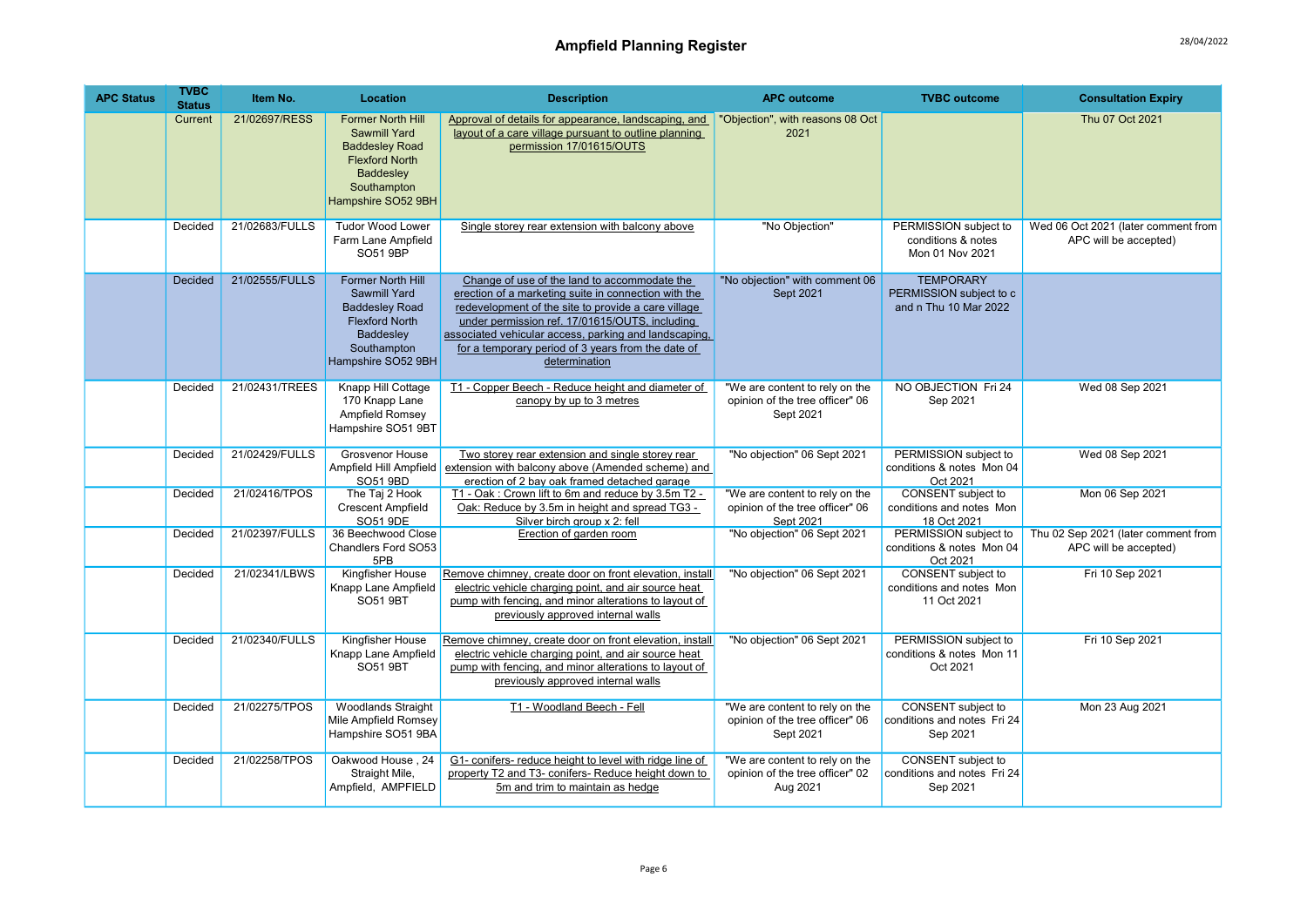# Ampfield Planning Register

28/04/2022

| APC Status | TVBC Status | Item No. | Location | Description | APC outcome | TVBC outcome | Consultation Expiry |
|---|---|---|---|---|---|---|---|
| | Current | 21/02697/RESS | Former North Hill Sawmill Yard Baddesley Road Flexford North Baddesley Southampton Hampshire SO52 9BH | Approval of details for appearance, landscaping, and layout of a care village pursuant to outline planning permission 17/01615/OUTS | "Objection", with reasons 08 Oct 2021 | | Thu 07 Oct 2021 |
| | Decided | 21/02683/FULLS | Tudor Wood Lower Farm Lane Ampfield SO51 9BP | Single storey rear extension with balcony above | "No Objection" | PERMISSION subject to conditions & notes Mon 01 Nov 2021 | Wed 06 Oct 2021 (later comment from APC will be accepted) |
| | Decided | 21/02555/FULLS | Former North Hill Sawmill Yard Baddesley Road Flexford North Baddesley Southampton Hampshire SO52 9BH | Change of use of the land to accommodate the erection of a marketing suite in connection with the redevelopment of the site to provide a care village under permission ref. 17/01615/OUTS, including associated vehicular access, parking and landscaping, for a temporary period of 3 years from the date of determination | "No objection" with comment 06 Sept 2021 | TEMPORARY PERMISSION subject to c and n Thu 10 Mar 2022 | |
| | Decided | 21/02431/TREES | Knapp Hill Cottage 170 Knapp Lane Ampfield Romsey Hampshire SO51 9BT | T1 - Copper Beech - Reduce height and diameter of canopy by up to 3 metres | "We are content to rely on the opinion of the tree officer" 06 Sept 2021 | NO OBJECTION Fri 24 Sep 2021 | Wed 08 Sep 2021 |
| | Decided | 21/02429/FULLS | Grosvenor House Ampfield Hill Ampfield SO51 9BD | Two storey rear extension and single storey rear extension with balcony above (Amended scheme) and erection of 2 bay oak framed detached garage | "No objection" 06 Sept 2021 | PERMISSION subject to conditions & notes Mon 04 Oct 2021 | Wed 08 Sep 2021 |
| | Decided | 21/02416/TPOS | The Taj 2 Hook Crescent Ampfield SO51 9DE | T1 - Oak : Crown lift to 6m and reduce by 3.5m T2 - Oak: Reduce by 3.5m in height and spread TG3 - Silver birch group x 2: fell | "We are content to rely on the opinion of the tree officer" 06 Sept 2021 | CONSENT subject to conditions and notes Mon 18 Oct 2021 | Mon 06 Sep 2021 |
| | Decided | 21/02397/FULLS | 36 Beechwood Close Chandlers Ford SO53 5PB | Erection of garden room | "No objection" 06 Sept 2021 | PERMISSION subject to conditions & notes Mon 04 Oct 2021 | Thu 02 Sep 2021 (later comment from APC will be accepted) |
| | Decided | 21/02341/LBWS | Kingfisher House Knapp Lane Ampfield SO51 9BT | Remove chimney, create door on front elevation, install electric vehicle charging point, and air source heat pump with fencing, and minor alterations to layout of previously approved internal walls | "No objection" 06 Sept 2021 | CONSENT subject to conditions and notes Mon 11 Oct 2021 | Fri 10 Sep 2021 |
| | Decided | 21/02340/FULLS | Kingfisher House Knapp Lane Ampfield SO51 9BT | Remove chimney, create door on front elevation, install electric vehicle charging point, and air source heat pump with fencing, and minor alterations to layout of previously approved internal walls | "No objection" 06 Sept 2021 | PERMISSION subject to conditions & notes Mon 11 Oct 2021 | Fri 10 Sep 2021 |
| | Decided | 21/02275/TPOS | Woodlands Straight Mile Ampfield Romsey Hampshire SO51 9BA | T1 - Woodland Beech - Fell | "We are content to rely on the opinion of the tree officer" 06 Sept 2021 | CONSENT subject to conditions and notes Fri 24 Sep 2021 | Mon 23 Aug 2021 |
| | Decided | 21/02258/TPOS | Oakwood House , 24 Straight Mile, Ampfield, AMPFIELD | G1- conifers- reduce height to level with ridge line of property T2 and T3- conifers- Reduce height down to 5m and trim to maintain as hedge | "We are content to rely on the opinion of the tree officer" 02 Aug 2021 | CONSENT subject to conditions and notes Fri 24 Sep 2021 | |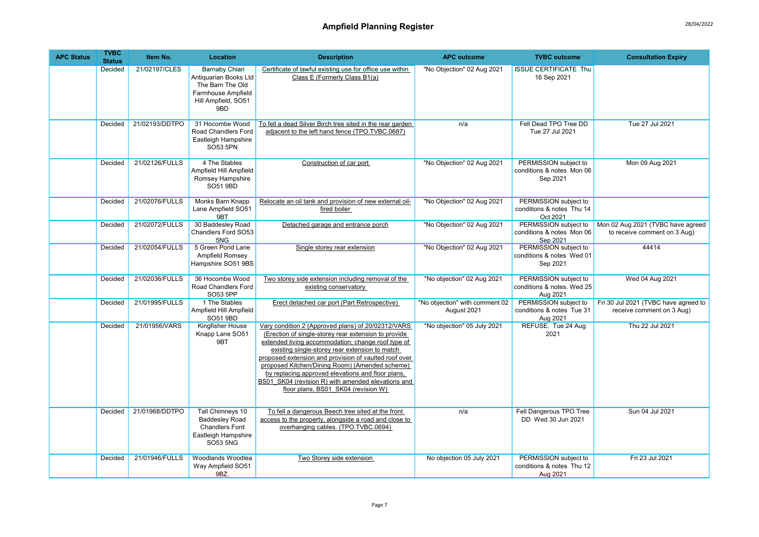# Ampfield Planning Register

28/04/2022

| APC Status | TVBC Status | Item No. | Location | Description | APC outcome | TVBC outcome | Consultation Expiry |
|---|---|---|---|---|---|---|---|
| | Decided | 21/02197/CLES | Barnaby Chiari Antiquarian Books Ltd The Barn The Old Farmhouse Ampfield Hill Ampfield, SO51 9BD | Certificate of lawful existing use for office use within Class E (Formerly Class B1(a) | "No Objection" 02 Aug 2021 | ISSUE CERTIFICATE Thu 16 Sep 2021 | |
| | Decided | 21/02193/DDTPO | 31 Hocombe Wood Road Chandlers Ford Eastleigh Hampshire SO53 5PN | To fell a dead Silver Birch tree sited in the rear garden adjacent to the left hand fence (TPO.TVBC.0687) | n/a | Fell Dead TPO Tree DD Tue 27 Jul 2021 | Tue 27 Jul 2021 |
| | Decided | 21/02126/FULLS | 4 The Stables Ampfield Hill Ampfield Romsey Hampshire SO51 9BD | Construction of car port | "No Objection" 02 Aug 2021 | PERMISSION subject to conditions & notes Mon 06 Sep 2021 | Mon 09 Aug 2021 |
| | Decided | 21/02076/FULLS | Monks Barn Knapp Lane Ampfield SO51 9BT | Relocate an oil tank and provision of new external oil-fired boiler | "No Objection" 02 Aug 2021 | PERMISSION subject to conditions & notes Thu 14 Oct 2021 | |
| | Decided | 21/02072/FULLS | 30 Baddesley Road Chandlers Ford SO53 5NG | Detached garage and entrance porch | "No Objection" 02 Aug 2021 | PERMISSION subject to conditions & notes Mon 06 Sep 2021 | Mon 02 Aug 2021 (TVBC have agreed to receive comment on 3 Aug) |
| | Decided | 21/02054/FULLS | 5 Green Pond Lane Ampfield Romsey Hampshire SO51 9BS | Single storey rear extension | "No Objection" 02 Aug 2021 | PERMISSION subject to conditions & notes Wed 01 Sep 2021 | 44414 |
| | Decided | 21/02036/FULLS | 36 Hocombe Wood Road Chandlers Ford SO53 5PP | Two storey side extension including removal of the existing conservatory | "No objection" 02 Aug 2021 | PERMISSION subject to conditions & notes. Wed 25 Aug 2021 | Wed 04 Aug 2021 |
| | Decided | 21/01995/FULLS | 1 The Stables Ampfield Hill Ampfield SO51 9BD | Erect detached car port (Part Retrospective) | "No objection" with comment 02 August 2021 | PERMISSION subject to conditions & notes Tue 31 Aug 2021 | Fri 30 Jul 2021 (TVBC have agreed to receive comment on 3 Aug) |
| | Decided | 21/01956/VARS | Kingfisher House Knapp Lane SO51 9BT | Vary condition 2 (Approved plans) of 20/02312/VARS (Erection of single-storey rear extension to provide extended living accommodation; change roof type of existing single-storey rear extension to match proposed extension and provision of vaulted roof over proposed Kitchen/Dining Room) (Amended scheme) by replacing approved elevations and floor plans, BS01_SK04 (revision R) with amended elevations and floor plans, BS01_SK04 (revision W) | "No objection" 05 July 2021 | REFUSE. Tue 24 Aug 2021 | Thu 22 Jul 2021 |
| | Decided | 21/01968/DDTPO | Tall Chimneys 10 Baddesley Road Chandlers Ford Eastleigh Hampshire SO53 5NG | To fell a dangerous Beech tree sited at the front access to the property, alongside a road and close to overhanging cables. (TPO.TVBC.0694) | n/a | Fell Dangerous TPO Tree DD Wed 30 Jun 2021 | Sun 04 Jul 2021 |
| | Decided | 21/01946/FULLS | Woodlands Woodlea Way Ampfield SO51 9BZ. | Two Storey side extension | No objection 05 July 2021 | PERMISSION subject to conditions & notes Thu 12 Aug 2021 | Fri 23 Jul 2021 |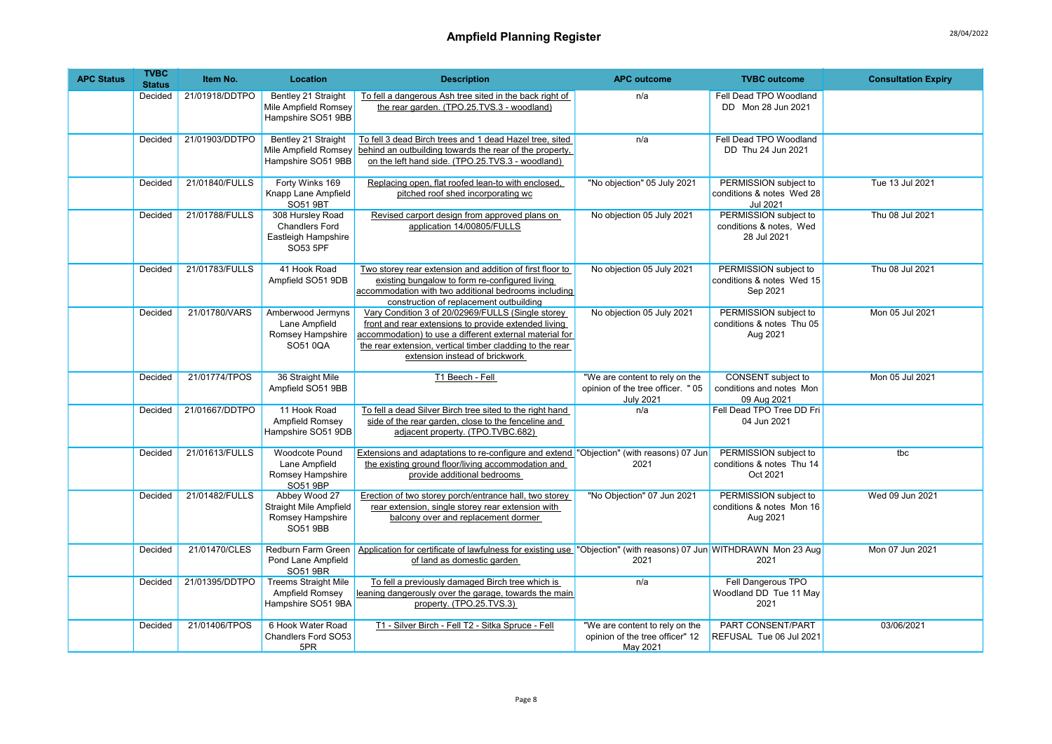# Ampfield Planning Register

| APC Status | TVBC Status | Item No. | Location | Description | APC outcome | TVBC outcome | Consultation Expiry |
|---|---|---|---|---|---|---|---|
| | Decided | 21/01918/DDTPO | Bentley 21 Straight Mile Ampfield Romsey Hampshire SO51 9BB | To fell a dangerous Ash tree sited in the back right of the rear garden. (TPO.25.TVS.3 - woodland) | n/a | Fell Dead TPO Woodland DD Mon 28 Jun 2021 | |
| | Decided | 21/01903/DDTPO | Bentley 21 Straight Mile Ampfield Romsey Hampshire SO51 9BB | To fell 3 dead Birch trees and 1 dead Hazel tree, sited behind an outbuilding towards the rear of the property, on the left hand side. (TPO.25.TVS.3 - woodland) | n/a | Fell Dead TPO Woodland DD Thu 24 Jun 2021 | |
| | Decided | 21/01840/FULLS | Forty Winks 169 Knapp Lane Ampfield SO51 9BT | Replacing open, flat roofed lean-to with enclosed, pitched roof shed incorporating wc | "No objection" 05 July 2021 | PERMISSION subject to conditions & notes Wed 28 Jul 2021 | Tue 13 Jul 2021 |
| | Decided | 21/01788/FULLS | 308 Hursley Road Chandlers Ford Eastleigh Hampshire SO53 5PF | Revised carport design from approved plans on application 14/00805/FULLS | No objection 05 July 2021 | PERMISSION subject to conditions & notes, Wed 28 Jul 2021 | Thu 08 Jul 2021 |
| | Decided | 21/01783/FULLS | 41 Hook Road Ampfield SO51 9DB | Two storey rear extension and addition of first floor to existing bungalow to form re-configured living accommodation with two additional bedrooms including construction of replacement outbuilding | No objection 05 July 2021 | PERMISSION subject to conditions & notes Wed 15 Sep 2021 | Thu 08 Jul 2021 |
| | Decided | 21/01780/VARS | Amberwood Jermyns Lane Ampfield Romsey Hampshire SO51 0QA | Vary Condition 3 of 20/02969/FULLS (Single storey front and rear extensions to provide extended living accommodation) to use a different external material for the rear extension, vertical timber cladding to the rear extension instead of brickwork | No objection 05 July 2021 | PERMISSION subject to conditions & notes Thu 05 Aug 2021 | Mon 05 Jul 2021 |
| | Decided | 21/01774/TPOS | 36 Straight Mile Ampfield SO51 9BB | T1 Beech - Fell | "We are content to rely on the opinion of the tree officer. " 05 July 2021 | CONSENT subject to conditions and notes Mon 09 Aug 2021 | Mon 05 Jul 2021 |
| | Decided | 21/01667/DDTPO | 11 Hook Road Ampfield Romsey Hampshire SO51 9DB | To fell a dead Silver Birch tree sited to the right hand side of the rear garden, close to the fenceline and adjacent property. (TPO.TVBC.682) | n/a | Fell Dead TPO Tree DD Fri 04 Jun 2021 | |
| | Decided | 21/01613/FULLS | Woodcote Pound Lane Ampfield Romsey Hampshire SO51 9BP | Extensions and adaptations to re-configure and extend the existing ground floor/living accommodation and provide additional bedrooms | "Objection" (with reasons) 07 Jun 2021 | PERMISSION subject to conditions & notes Thu 14 Oct 2021 | tbc |
| | Decided | 21/01482/FULLS | Abbey Wood 27 Straight Mile Ampfield Romsey Hampshire SO51 9BB | Erection of two storey porch/entrance hall, two storey rear extension, single storey rear extension with balcony over and replacement dormer | "No Objection" 07 Jun 2021 | PERMISSION subject to conditions & notes Mon 16 Aug 2021 | Wed 09 Jun 2021 |
| | Decided | 21/01470/CLES | Redburn Farm Green Pond Lane Ampfield SO51 9BR | Application for certificate of lawfulness for existing use of land as domestic garden | "Objection" (with reasons) 07 Jun 2021 | WITHDRAWN Mon 23 Aug 2021 | Mon 07 Jun 2021 |
| | Decided | 21/01395/DDTPO | Treems Straight Mile Ampfield Romsey Hampshire SO51 9BA | To fell a previously damaged Birch tree which is leaning dangerously over the garage, towards the main property. (TPO.25.TVS.3) | n/a | Fell Dangerous TPO Woodland DD Tue 11 May 2021 | |
| | Decided | 21/01406/TPOS | 6 Hook Water Road Chandlers Ford SO53 5PR | T1 - Silver Birch - Fell T2 - Sitka Spruce - Fell | "We are content to rely on the opinion of the tree officer" 12 May 2021 | PART CONSENT/PART REFUSAL Tue 06 Jul 2021 | 03/06/2021 |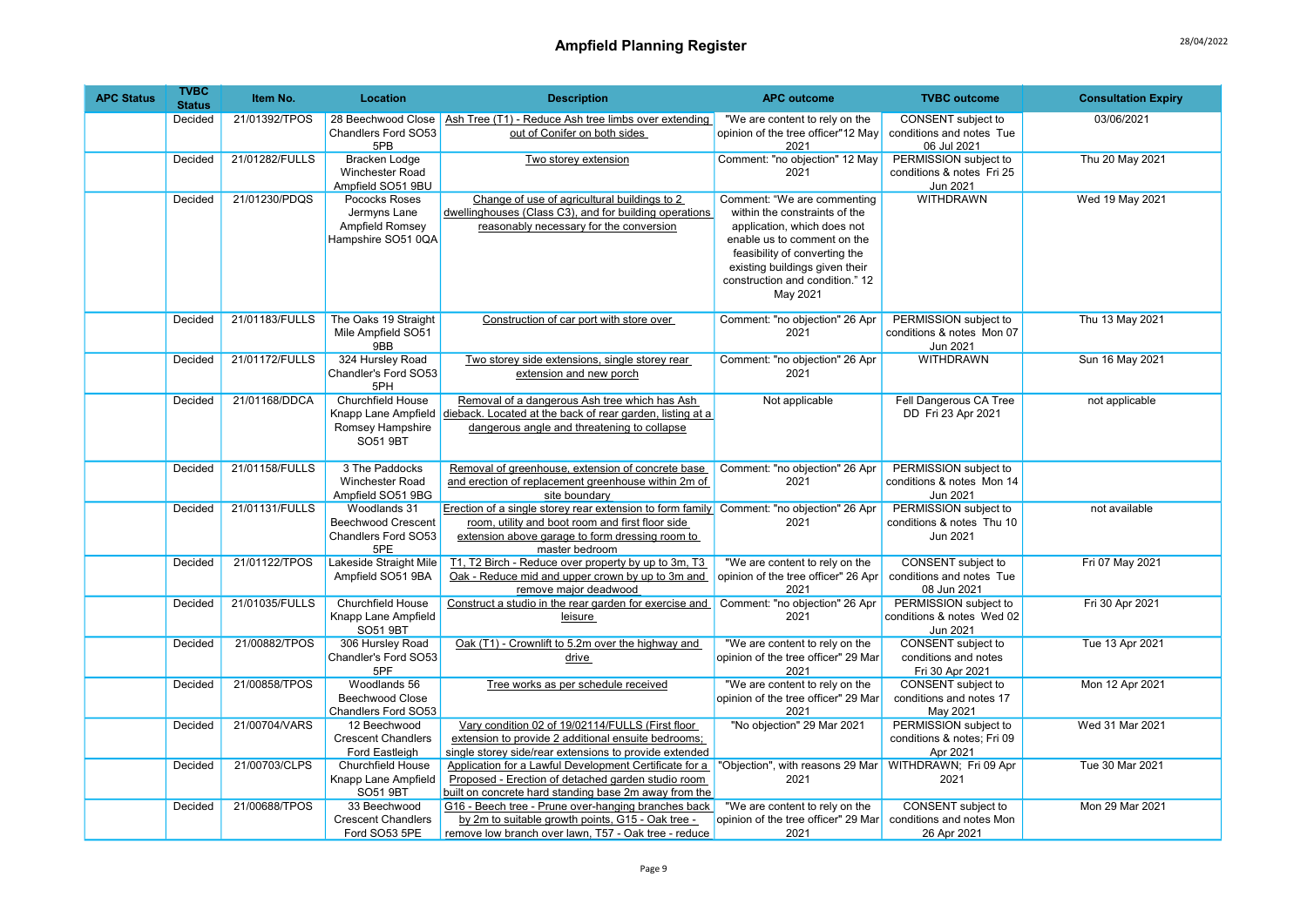# Ampfield Planning Register

| APC Status | TVBC Status | Item No. | Location | Description | APC outcome | TVBC outcome | Consultation Expiry |
|---|---|---|---|---|---|---|---|
| | Decided | 21/01392/TPOS | 28 Beechwood Close Chandlers Ford SO53 5PB | Ash Tree (T1) - Reduce Ash tree limbs over extending out of Conifer on both sides | "We are content to rely on the opinion of the tree officer"12 May 2021 | CONSENT subject to conditions and notes Tue 06 Jul 2021 | 03/06/2021 |
| | Decided | 21/01282/FULLS | Bracken Lodge Winchester Road Ampfield SO51 9BU | Two storey extension | Comment: "no objection" 12 May 2021 | PERMISSION subject to conditions & notes Fri 25 Jun 2021 | Thu 20 May 2021 |
| | Decided | 21/01230/PDQS | Pococks Roses Jermyns Lane Ampfield Romsey Hampshire SO51 0QA | Change of use of agricultural buildings to 2 dwellinghouses (Class C3), and for building operations reasonably necessary for the conversion | Comment: "We are commenting within the constraints of the application, which does not enable us to comment on the feasibility of converting the existing buildings given their construction and condition." 12 May 2021 | WITHDRAWN | Wed 19 May 2021 |
| | Decided | 21/01183/FULLS | The Oaks 19 Straight Mile Ampfield SO51 9BB | Construction of car port with store over | Comment: "no objection" 26 Apr 2021 | PERMISSION subject to conditions & notes Mon 07 Jun 2021 | Thu 13 May 2021 |
| | Decided | 21/01172/FULLS | 324 Hursley Road Chandler's Ford SO53 5PH | Two storey side extensions, single storey rear extension and new porch | Comment: "no objection" 26 Apr 2021 | WITHDRAWN | Sun 16 May 2021 |
| | Decided | 21/01168/DDCA | Churchfield House Knapp Lane Ampfield Romsey Hampshire SO51 9BT | Removal of a dangerous Ash tree which has Ash dieback. Located at the back of rear garden, listing at a dangerous angle and threatening to collapse | Not applicable | Fell Dangerous CA Tree DD Fri 23 Apr 2021 | not applicable |
| | Decided | 21/01158/FULLS | 3 The Paddocks Winchester Road Ampfield SO51 9BG | Removal of greenhouse, extension of concrete base and erection of replacement greenhouse within 2m of site boundary | Comment: "no objection" 26 Apr 2021 | PERMISSION subject to conditions & notes Mon 14 Jun 2021 | |
| | Decided | 21/01131/FULLS | Woodlands 31 Beechwood Crescent Chandlers Ford SO53 5PE | Erection of a single storey rear extension to form family room, utility and boot room and first floor side extension above garage to form dressing room to master bedroom | Comment: "no objection" 26 Apr 2021 | PERMISSION subject to conditions & notes Thu 10 Jun 2021 | not available |
| | Decided | 21/01122/TPOS | Lakeside Straight Mile Ampfield SO51 9BA | T1, T2 Birch - Reduce over property by up to 3m, T3 Oak - Reduce mid and upper crown by up to 3m and remove major deadwood | "We are content to rely on the opinion of the tree officer" 26 Apr 2021 | CONSENT subject to conditions and notes Tue 08 Jun 2021 | Fri 07 May 2021 |
| | Decided | 21/01035/FULLS | Churchfield House Knapp Lane Ampfield SO51 9BT | Construct a studio in the rear garden for exercise and leisure | Comment: "no objection" 26 Apr 2021 | PERMISSION subject to conditions & notes Wed 02 Jun 2021 | Fri 30 Apr 2021 |
| | Decided | 21/00882/TPOS | 306 Hursley Road Chandler's Ford SO53 5PF | Oak (T1) - Crownlift to 5.2m over the highway and drive | "We are content to rely on the opinion of the tree officer" 29 Mar 2021 | CONSENT subject to conditions and notes Fri 30 Apr 2021 | Tue 13 Apr 2021 |
| | Decided | 21/00858/TPOS | Woodlands 56 Beechwood Close Chandlers Ford SO53 | Tree works as per schedule received | "We are content to rely on the opinion of the tree officer" 29 Mar 2021 | CONSENT subject to conditions and notes 17 May 2021 | Mon 12 Apr 2021 |
| | Decided | 21/00704/VARS | 12 Beechwood Crescent Chandlers Ford Eastleigh | Vary condition 02 of 19/02114/FULLS (First floor extension to provide 2 additional ensuite bedrooms; single storey side/rear extensions to provide extended | "No objection" 29 Mar 2021 | PERMISSION subject to conditions & notes; Fri 09 Apr 2021 | Wed 31 Mar 2021 |
| | Decided | 21/00703/CLPS | Churchfield House Knapp Lane Ampfield SO51 9BT | Application for a Lawful Development Certificate for a Proposed - Erection of detached garden studio room built on concrete hard standing base 2m away from the | "Objection", with reasons 29 Mar 2021 | WITHDRAWN; Fri 09 Apr 2021 | Tue 30 Mar 2021 |
| | Decided | 21/00688/TPOS | 33 Beechwood Crescent Chandlers Ford SO53 5PE | G16 - Beech tree - Prune over-hanging branches back by 2m to suitable growth points, G15 - Oak tree - remove low branch over lawn, T57 - Oak tree - reduce | "We are content to rely on the opinion of the tree officer" 29 Mar 2021 | CONSENT subject to conditions and notes Mon 26 Apr 2021 | Mon 29 Mar 2021 |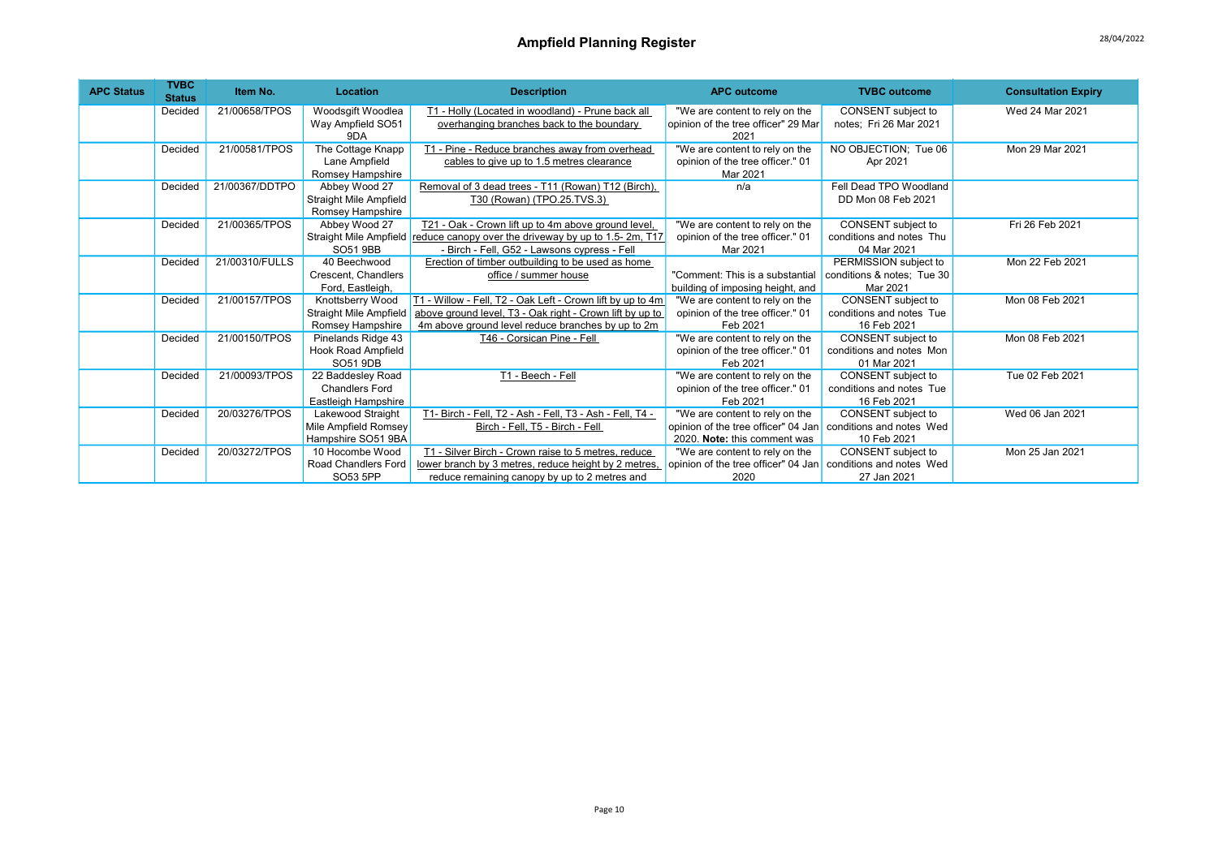## Ampfield Planning Register

| APC Status | TVBC Status | Item No. | Location | Description | APC outcome | TVBC outcome | Consultation Expiry |
|---|---|---|---|---|---|---|---|
| | Decided | 21/00658/TPOS | Woodsgift Woodlea Way Ampfield SO51 9DA | T1 - Holly (Located in woodland) - Prune back all overhanging branches back to the boundary | "We are content to rely on the opinion of the tree officer" 29 Mar 2021 | CONSENT subject to notes; Fri 26 Mar 2021 | Wed 24 Mar 2021 |
| | Decided | 21/00581/TPOS | The Cottage Knapp Lane Ampfield Romsey Hampshire | T1 - Pine - Reduce branches away from overhead cables to give up to 1.5 metres clearance | "We are content to rely on the opinion of the tree officer." 01 Mar 2021 | NO OBJECTION; Tue 06 Apr 2021 | Mon 29 Mar 2021 |
| | Decided | 21/00367/DDTPO | Abbey Wood 27 Straight Mile Ampfield Romsey Hampshire | Removal of 3 dead trees - T11 (Rowan) T12 (Birch), T30 (Rowan) (TPO.25.TVS.3) | n/a | Fell Dead TPO Woodland DD Mon 08 Feb 2021 | |
| | Decided | 21/00365/TPOS | Abbey Wood 27 Straight Mile Ampfield SO51 9BB | T21 - Oak - Crown lift up to 4m above ground level, reduce canopy over the driveway by up to 1.5- 2m, T17 - Birch - Fell, G52 - Lawsons cypress - Fell | "We are content to rely on the opinion of the tree officer." 01 Mar 2021 | CONSENT subject to conditions and notes Thu 04 Mar 2021 | Fri 26 Feb 2021 |
| | Decided | 21/00310/FULLS | 40 Beechwood Crescent, Chandlers Ford, Eastleigh, | Erection of timber outbuilding to be used as home office / summer house | "Comment: This is a substantial building of imposing height, and | PERMISSION subject to conditions & notes; Tue 30 Mar 2021 | Mon 22 Feb 2021 |
| | Decided | 21/00157/TPOS | Knottsberry Wood Straight Mile Ampfield Romsey Hampshire | T1 - Willow - Fell, T2 - Oak Left - Crown lift by up to 4m above ground level, T3 - Oak right - Crown lift by up to 4m above ground level reduce branches by up to 2m | "We are content to rely on the opinion of the tree officer." 01 Feb 2021 | CONSENT subject to conditions and notes Tue 16 Feb 2021 | Mon 08 Feb 2021 |
| | Decided | 21/00150/TPOS | Pinelands Ridge 43 Hook Road Ampfield SO51 9DB | T46 - Corsican Pine - Fell | "We are content to rely on the opinion of the tree officer." 01 Feb 2021 | CONSENT subject to conditions and notes Mon 01 Mar 2021 | Mon 08 Feb 2021 |
| | Decided | 21/00093/TPOS | 22 Baddesley Road Chandlers Ford Eastleigh Hampshire | T1 - Beech - Fell | "We are content to rely on the opinion of the tree officer." 01 Feb 2021 | CONSENT subject to conditions and notes Tue 16 Feb 2021 | Tue 02 Feb 2021 |
| | Decided | 20/03276/TPOS | Lakewood Straight Mile Ampfield Romsey Hampshire SO51 9BA | T1- Birch - Fell, T2 - Ash - Fell, T3 - Ash - Fell, T4 - Birch - Fell, T5 - Birch - Fell | "We are content to rely on the opinion of the tree officer" 04 Jan 2020. **Note:** this comment was | CONSENT subject to conditions and notes Wed 10 Feb 2021 | Wed 06 Jan 2021 |
| | Decided | 20/03272/TPOS | 10 Hocombe Wood Road Chandlers Ford SO53 5PP | T1 - Silver Birch - Crown raise to 5 metres, reduce lower branch by 3 metres, reduce height by 2 metres, reduce remaining canopy by up to 2 metres and | "We are content to rely on the opinion of the tree officer" 04 Jan 2020 | CONSENT subject to conditions and notes Wed 27 Jan 2021 | Mon 25 Jan 2021 |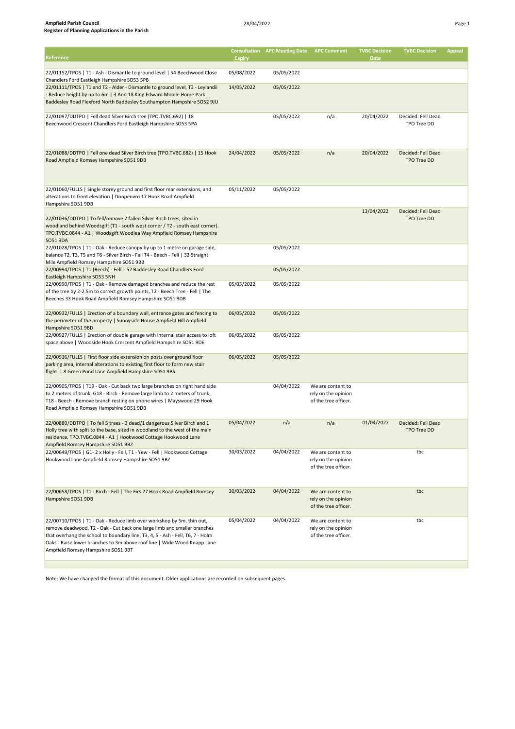**Ampfield Parish Council**
**Register of Planning Applications in the Parish**

28/04/2022

| Reference | Consultation Expiry | APC Meeting Date | APC Comment | TVBC Decision Date | TVBC Decision | Appeal |
|---|---|---|---|---|---|---|
| 22/01152/TPOS \| T1 - Ash - Dismantle to ground level \| 54 Beechwood Close Chandlers Ford Eastleigh Hampshire SO53 5PB | 05/08/2022 | 05/05/2022 | | | | |
| 22/01111/TPOS \| T1 and T2 - Alder - Dismantle to ground level, T3 - Leylandii - Reduce height by up to 6m \| 3 And 18 King Edward Mobile Home Park Baddesley Road Flexford North Baddesley Southampton Hampshire SO52 9JU | 14/05/2022 | 05/05/2022 | | | | |
| 22/01097/DDTPO \| Fell dead Silver Birch tree (TPO.TVBC.692) \| 18 Beechwood Crescent Chandlers Ford Eastleigh Hampshire SO53 5PA | | 05/05/2022 | n/a | 20/04/2022 | Decided: Fell Dead TPO Tree DD | |
| 22/01088/DDTPO \| Fell one dead Silver Birch tree (TPO.TVBC.682) \| 15 Hook Road Ampfield Romsey Hampshire SO51 9DB | 24/04/2022 | 05/05/2022 | n/a | 20/04/2022 | Decided: Fell Dead TPO Tree DD | |
| 22/01060/FULLS \| Single storey ground and first floor rear extensions, and alterations to front elevation \| Donpenvro 17 Hook Road Ampfield Hampshire SO51 9DB | 05/11/2022 | 05/05/2022 | | | | |
| 22/01036/DDTPO \| To fell/remove 2 failed Silver Birch trees, sited in woodland behind Woodsgift (T1 - south west corner / T2 - south east corner). TPO.TVBC.0844 - A1 \| Woodsgift Woodlea Way Ampfield Romsey Hampshire SO51 9DA | | | | 13/04/2022 | Decided: Fell Dead TPO Tree DD | |
| 22/01028/TPOS \| T1 - Oak - Reduce canopy by up to 1 metre on garage side, balance T2, T3, T5 and T6 - Silver Birch - Fell T4 - Beech - Fell \| 32 Straight Mile Ampfield Romsey Hampshire SO51 9BB | | 05/05/2022 | | | | |
| 22/00994/TPOS \| T1 (Beech) - Fell \| 52 Baddesley Road Chandlers Ford Eastleigh Hampshire SO53 5NH | | 05/05/2022 | | | | |
| 22/00990/TPOS \| T1 - Oak - Remove damaged branches and reduce the rest of the tree by 2-2.5m to correct growth points, T2 - Beech Tree - Fell \| The Beeches 33 Hook Road Ampfield Romsey Hampshire SO51 9DB | 05/03/2022 | 05/05/2022 | | | | |
| 22/00932/FULLS \| Erection of a boundary wall, entrance gates and fencing to the perimeter of the property \| Sunnyside House Ampfield Hill Ampfield Hampshire SO51 9BD | 06/05/2022 | 05/05/2022 | | | | |
| 22/00927/FULLS \| Erection of double garage with internal stair access to loft space above \| Woodside Hook Crescent Ampfield Hampshire SO51 9DE | 06/05/2022 | 05/05/2022 | | | | |
| 22/00916/FULLS \| First floor side extension on posts over ground floor parking area, internal alterations to existing first floor to form new stair flight. \| 8 Green Pond Lane Ampfield Hampshire SO51 9BS | 06/05/2022 | 05/05/2022 | | | | |
| 22/00905/TPOS \| T19 - Oak - Cut back two large branches on right hand side to 2 meters of trunk, G18 - Birch - Remove large limb to 2 meters of trunk, T18 - Beech - Remove branch resting on phone wires \| Mayswood 29 Hook Road Ampfield Romsey Hampshire SO51 9DB | | 04/04/2022 | We are content to rely on the opinion of the tree officer. | | | |
| 22/00880/DDTPO \| To fell 5 trees - 3 dead/1 dangerous Silver Birch and 1 Holly tree with split to the base, sited in woodland to the west of the main residence. TPO.TVBC.0844 - A1 \| Hookwood Cottage Hookwood Lane Ampfield Romsey Hampshire SO51 9BZ | 05/04/2022 | n/a | n/a | 01/04/2022 | Decided: Fell Dead TPO Tree DD | |
| 22/00649/TPOS \| G1- 2 x Holly - Fell, T1 - Yew - Fell \| Hookwood Cottage Hookwood Lane Ampfield Romsey Hampshire SO51 9BZ | 30/03/2022 | 04/04/2022 | We are content to rely on the opinion of the tree officer. | | tbc | |
| 22/00658/TPOS \| T1 - Birch - Fell \| The Firs 27 Hook Road Ampfield Romsey Hampshire SO51 9DB | 30/03/2022 | 04/04/2022 | We are content to rely on the opinion of the tree officer. | | tbc | |
| 22/00710/TPOS \| T1 - Oak - Reduce limb over workshop by 5m, thin out, remove deadwood, T2 - Oak - Cut back one large limb and smaller branches that overhang the school to boundary line, T3, 4, 5 - Ash - Fell, T6, 7 - Holm Oaks - Raise lower branches to 3m above roof line \| Wide Wood Knapp Lane Ampfield Romsey Hampshire SO51 9BT | 05/04/2022 | 04/04/2022 | We are content to rely on the opinion of the tree officer. | | tbc | |

Note: We have changed the format of this document. Older applications are recorded on subsequent pages.